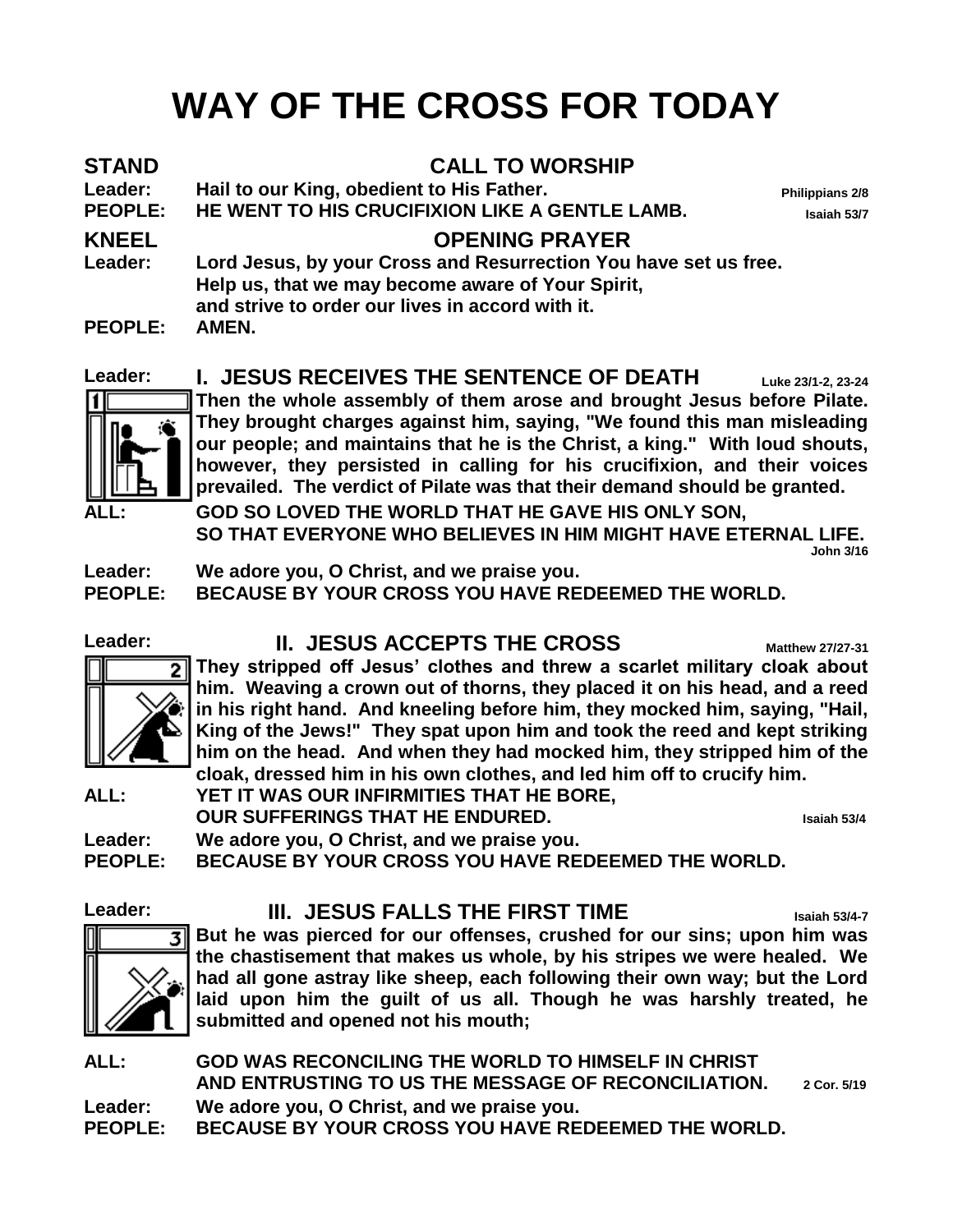# WAY OF THE CROSS FOR TODAY

**STAND** — **CALL TO WORSHIP**

**Leader:** **Hail to our King, obedient to His Father.** Philippians 2/8

**PEOPLE:** **HE WENT TO HIS CRUCIFIXION LIKE A GENTLE LAMB.** Isaiah 53/7

**KNEEL** — **OPENING PRAYER**

**Leader:** **Lord Jesus, by your Cross and Resurrection You have set us free.
Help us, that we may become aware of Your Spirit,
and strive to order our lives in accord with it.**

**PEOPLE:** **AMEN.**

**Leader:**

## I. JESUS RECEIVES THE SENTENCE OF DEATH

Luke 23/1-2, 23-24

**Then the whole assembly of them arose and brought Jesus before Pilate. They brought charges against him, saying, "We found this man misleading our people; and maintains that he is the Christ, a king." With loud shouts, however, they persisted in calling for his crucifixion, and their voices prevailed. The verdict of Pilate was that their demand should be granted.**

**ALL:** **GOD SO LOVED THE WORLD THAT HE GAVE HIS ONLY SON,
SO THAT EVERYONE WHO BELIEVES IN HIM MIGHT HAVE ETERNAL LIFE.** John 3/16

**Leader:** **We adore you, O Christ, and we praise you.**

**PEOPLE:** **BECAUSE BY YOUR CROSS YOU HAVE REDEEMED THE WORLD.**

**Leader:**

## II. JESUS ACCEPTS THE CROSS

Matthew 27/27-31

**They stripped off Jesus' clothes and threw a scarlet military cloak about him. Weaving a crown out of thorns, they placed it on his head, and a reed in his right hand. And kneeling before him, they mocked him, saying, "Hail, King of the Jews!" They spat upon him and took the reed and kept striking him on the head. And when they had mocked him, they stripped him of the cloak, dressed him in his own clothes, and led him off to crucify him.**

**ALL:** **YET IT WAS OUR INFIRMITIES THAT HE BORE,
OUR SUFFERINGS THAT HE ENDURED.** Isaiah 53/4

**Leader:** **We adore you, O Christ, and we praise you.**

**PEOPLE:** **BECAUSE BY YOUR CROSS YOU HAVE REDEEMED THE WORLD.**

**Leader:**

## III. JESUS FALLS THE FIRST TIME

Isaiah 53/4-7

**But he was pierced for our offenses, crushed for our sins; upon him was the chastisement that makes us whole, by his stripes we were healed. We had all gone astray like sheep, each following their own way; but the Lord laid upon him the guilt of us all. Though he was harshly treated, he submitted and opened not his mouth;**

**ALL:** **GOD WAS RECONCILING THE WORLD TO HIMSELF IN CHRIST
AND ENTRUSTING TO US THE MESSAGE OF RECONCILIATION.** 2 Cor. 5/19

**Leader:** **We adore you, O Christ, and we praise you.**

**PEOPLE:** **BECAUSE BY YOUR CROSS YOU HAVE REDEEMED THE WORLD.**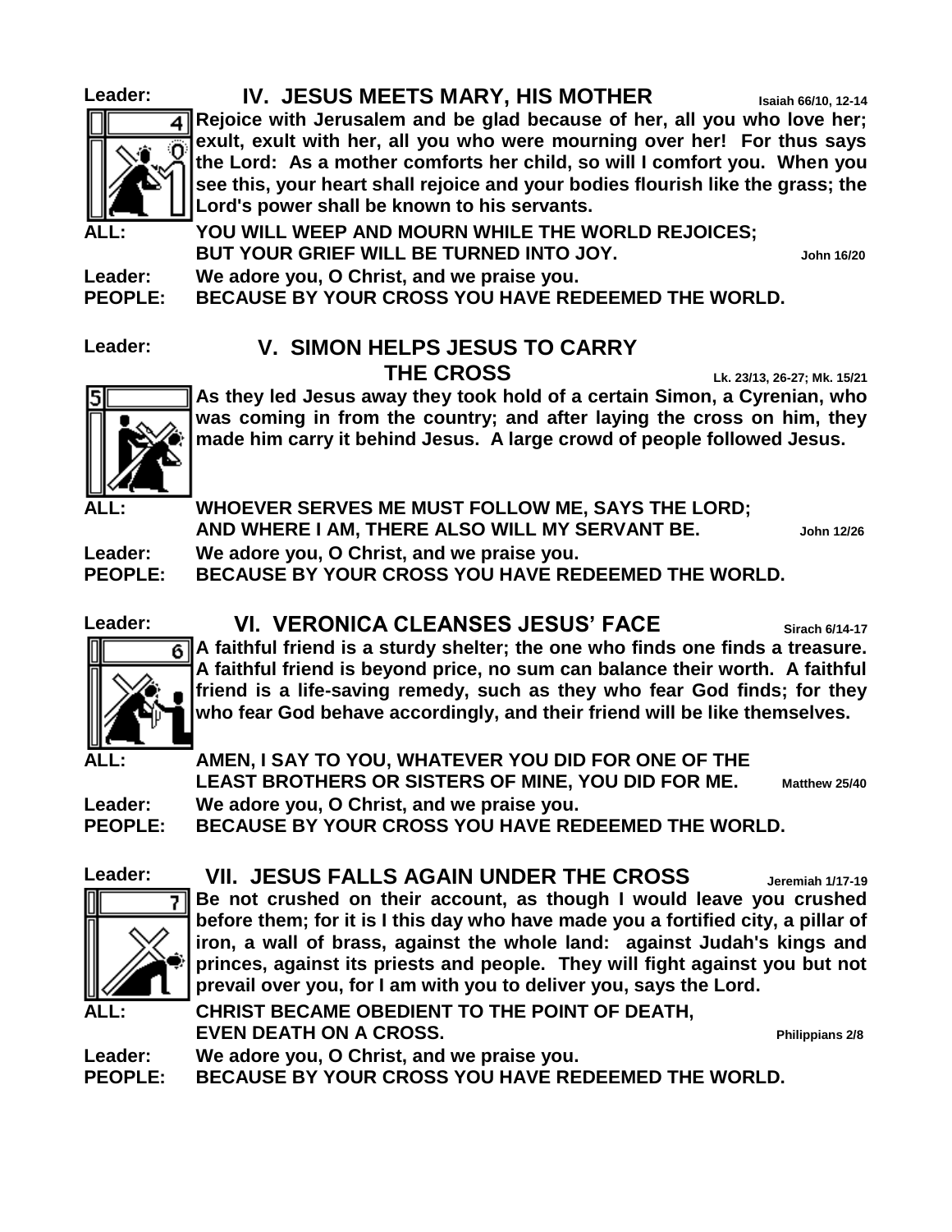**Leader:**

## IV. JESUS MEETS MARY, HIS MOTHER

Isaiah 66/10, 12-14

**Rejoice with Jerusalem and be glad because of her, all you who love her; exult, exult with her, all you who were mourning over her! For thus says the Lord: As a mother comforts her child, so will I comfort you. When you see this, your heart shall rejoice and your bodies flourish like the grass; the Lord's power shall be known to his servants.**

**ALL:** **YOU WILL WEEP AND MOURN WHILE THE WORLD REJOICES; BUT YOUR GRIEF WILL BE TURNED INTO JOY.** John 16/20

**Leader:** **We adore you, O Christ, and we praise you.**

**PEOPLE:** **BECAUSE BY YOUR CROSS YOU HAVE REDEEMED THE WORLD.**

**Leader:**

## V. SIMON HELPS JESUS TO CARRY THE CROSS

Lk. 23/13, 26-27; Mk. 15/21

**As they led Jesus away they took hold of a certain Simon, a Cyrenian, who was coming in from the country; and after laying the cross on him, they made him carry it behind Jesus. A large crowd of people followed Jesus.**

**ALL:** **WHOEVER SERVES ME MUST FOLLOW ME, SAYS THE LORD; AND WHERE I AM, THERE ALSO WILL MY SERVANT BE.** John 12/26

**Leader:** **We adore you, O Christ, and we praise you.**

**PEOPLE:** **BECAUSE BY YOUR CROSS YOU HAVE REDEEMED THE WORLD.**

**Leader:**

## VI. VERONICA CLEANSES JESUS' FACE

Sirach 6/14-17

**A faithful friend is a sturdy shelter; the one who finds one finds a treasure. A faithful friend is beyond price, no sum can balance their worth. A faithful friend is a life-saving remedy, such as they who fear God finds; for they who fear God behave accordingly, and their friend will be like themselves.**

**ALL:** **AMEN, I SAY TO YOU, WHATEVER YOU DID FOR ONE OF THE LEAST BROTHERS OR SISTERS OF MINE, YOU DID FOR ME.** Matthew 25/40

**Leader:** **We adore you, O Christ, and we praise you.**

**PEOPLE:** **BECAUSE BY YOUR CROSS YOU HAVE REDEEMED THE WORLD.**

**Leader:**

## VII. JESUS FALLS AGAIN UNDER THE CROSS

Jeremiah 1/17-19

**Be not crushed on their account, as though I would leave you crushed before them; for it is I this day who have made you a fortified city, a pillar of iron, a wall of brass, against the whole land: against Judah's kings and princes, against its priests and people. They will fight against you but not prevail over you, for I am with you to deliver you, says the Lord.**

**ALL:** **CHRIST BECAME OBEDIENT TO THE POINT OF DEATH, EVEN DEATH ON A CROSS.** Philippians 2/8

**Leader:** **We adore you, O Christ, and we praise you.**

**PEOPLE:** **BECAUSE BY YOUR CROSS YOU HAVE REDEEMED THE WORLD.**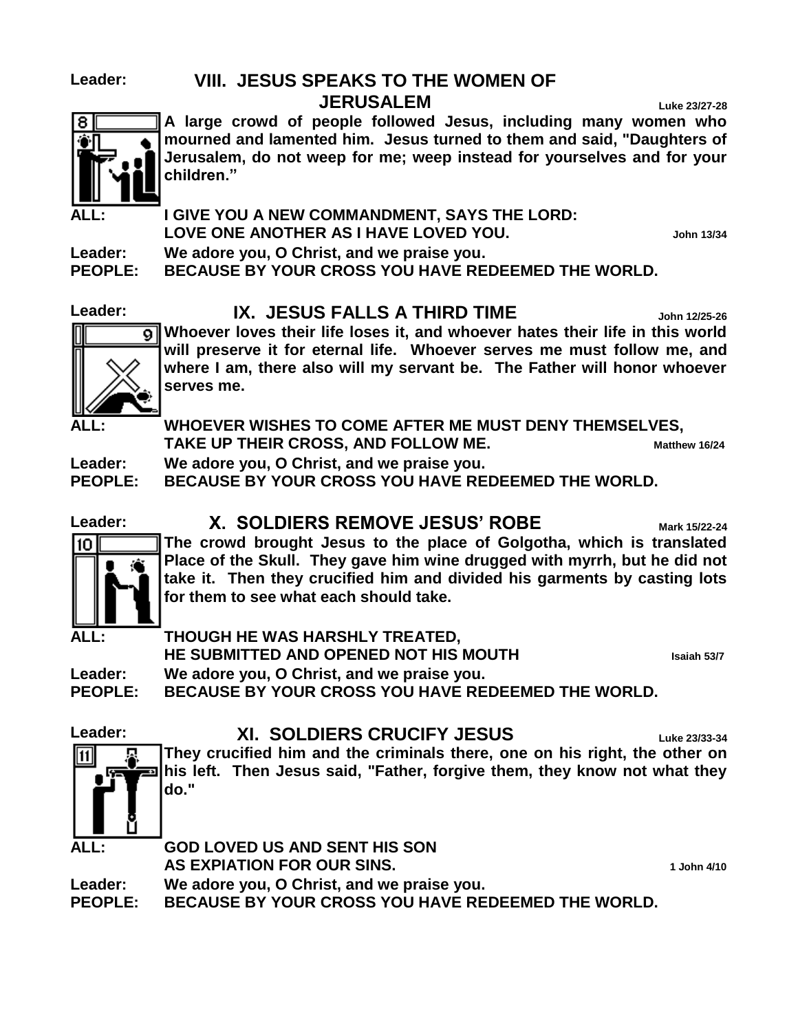**Leader:**

## VIII. JESUS SPEAKS TO THE WOMEN OF JERUSALEM

Luke 23/27-28

**A large crowd of people followed Jesus, including many women who mourned and lamented him. Jesus turned to them and said, "Daughters of Jerusalem, do not weep for me; weep instead for yourselves and for your children."**

**ALL:** **I GIVE YOU A NEW COMMANDMENT, SAYS THE LORD: LOVE ONE ANOTHER AS I HAVE LOVED YOU.** John 13/34

**Leader:** **We adore you, O Christ, and we praise you.**

**PEOPLE:** **BECAUSE BY YOUR CROSS YOU HAVE REDEEMED THE WORLD.**

**Leader:**

## IX. JESUS FALLS A THIRD TIME

John 12/25-26

**Whoever loves their life loses it, and whoever hates their life in this world will preserve it for eternal life. Whoever serves me must follow me, and where I am, there also will my servant be. The Father will honor whoever serves me.**

**ALL:** **WHOEVER WISHES TO COME AFTER ME MUST DENY THEMSELVES, TAKE UP THEIR CROSS, AND FOLLOW ME.** Matthew 16/24

**Leader:** **We adore you, O Christ, and we praise you.**

**PEOPLE:** **BECAUSE BY YOUR CROSS YOU HAVE REDEEMED THE WORLD.**

**Leader:**

## X. SOLDIERS REMOVE JESUS' ROBE

Mark 15/22-24

**The crowd brought Jesus to the place of Golgotha, which is translated Place of the Skull. They gave him wine drugged with myrrh, but he did not take it. Then they crucified him and divided his garments by casting lots for them to see what each should take.**

**ALL:** **THOUGH HE WAS HARSHLY TREATED, HE SUBMITTED AND OPENED NOT HIS MOUTH** Isaiah 53/7

**Leader:** **We adore you, O Christ, and we praise you.**

**PEOPLE:** **BECAUSE BY YOUR CROSS YOU HAVE REDEEMED THE WORLD.**

**Leader:**

## XI. SOLDIERS CRUCIFY JESUS

Luke 23/33-34

**They crucified him and the criminals there, one on his right, the other on his left. Then Jesus said, "Father, forgive them, they know not what they do."**

**ALL:** **GOD LOVED US AND SENT HIS SON AS EXPIATION FOR OUR SINS.** 1 John 4/10

**Leader:** **We adore you, O Christ, and we praise you.**

**PEOPLE:** **BECAUSE BY YOUR CROSS YOU HAVE REDEEMED THE WORLD.**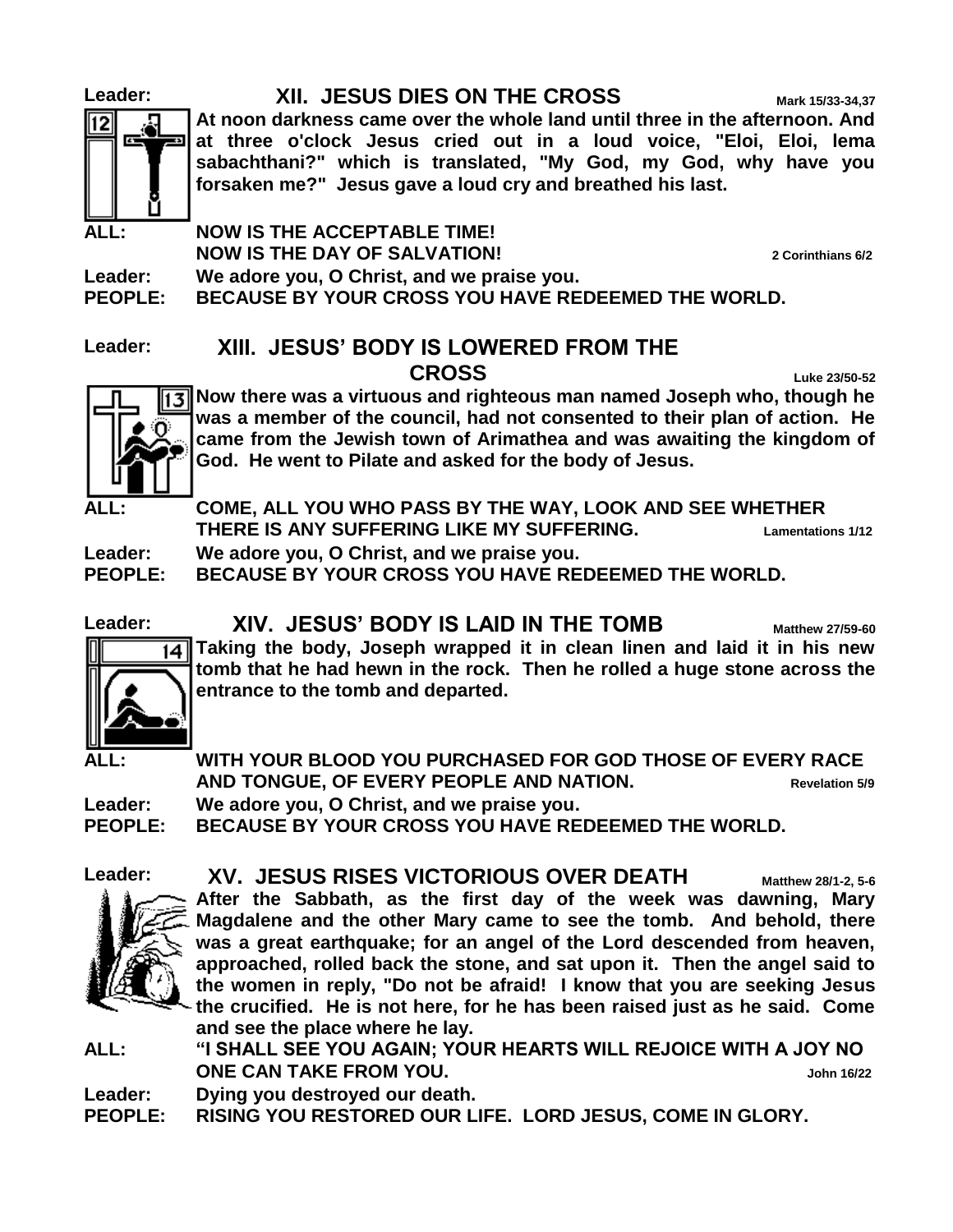**Leader:**

## XII. JESUS DIES ON THE CROSS

Mark 15/33-34,37

**At noon darkness came over the whole land until three in the afternoon. And at three o'clock Jesus cried out in a loud voice, "Eloi, Eloi, lema sabachthani?" which is translated, "My God, my God, why have you forsaken me?" Jesus gave a loud cry and breathed his last.**

**ALL:** **NOW IS THE ACCEPTABLE TIME!**
**NOW IS THE DAY OF SALVATION!** 2 Corinthians 6/2

**Leader:** **We adore you, O Christ, and we praise you.**

**PEOPLE:** **BECAUSE BY YOUR CROSS YOU HAVE REDEEMED THE WORLD.**

**Leader:**

## XIII. JESUS' BODY IS LOWERED FROM THE CROSS

Luke 23/50-52

**Now there was a virtuous and righteous man named Joseph who, though he was a member of the council, had not consented to their plan of action. He came from the Jewish town of Arimathea and was awaiting the kingdom of God. He went to Pilate and asked for the body of Jesus.**

**ALL:** **COME, ALL YOU WHO PASS BY THE WAY, LOOK AND SEE WHETHER THERE IS ANY SUFFERING LIKE MY SUFFERING.** Lamentations 1/12

**Leader:** **We adore you, O Christ, and we praise you.**

**PEOPLE:** **BECAUSE BY YOUR CROSS YOU HAVE REDEEMED THE WORLD.**

**Leader:**

## XIV. JESUS' BODY IS LAID IN THE TOMB

Matthew 27/59-60

**Taking the body, Joseph wrapped it in clean linen and laid it in his new tomb that he had hewn in the rock. Then he rolled a huge stone across the entrance to the tomb and departed.**

**ALL:** **WITH YOUR BLOOD YOU PURCHASED FOR GOD THOSE OF EVERY RACE AND TONGUE, OF EVERY PEOPLE AND NATION.** Revelation 5/9

**Leader:** **We adore you, O Christ, and we praise you.**

**PEOPLE:** **BECAUSE BY YOUR CROSS YOU HAVE REDEEMED THE WORLD.**

**Leader:**

## XV. JESUS RISES VICTORIOUS OVER DEATH

Matthew 28/1-2, 5-6

**After the Sabbath, as the first day of the week was dawning, Mary Magdalene and the other Mary came to see the tomb. And behold, there was a great earthquake; for an angel of the Lord descended from heaven, approached, rolled back the stone, and sat upon it. Then the angel said to the women in reply, "Do not be afraid! I know that you are seeking Jesus the crucified. He is not here, for he has been raised just as he said. Come and see the place where he lay.**

**ALL:** **"I SHALL SEE YOU AGAIN; YOUR HEARTS WILL REJOICE WITH A JOY NO ONE CAN TAKE FROM YOU.** John 16/22

**Leader:** **Dying you destroyed our death.**

**PEOPLE:** **RISING YOU RESTORED OUR LIFE. LORD JESUS, COME IN GLORY.**